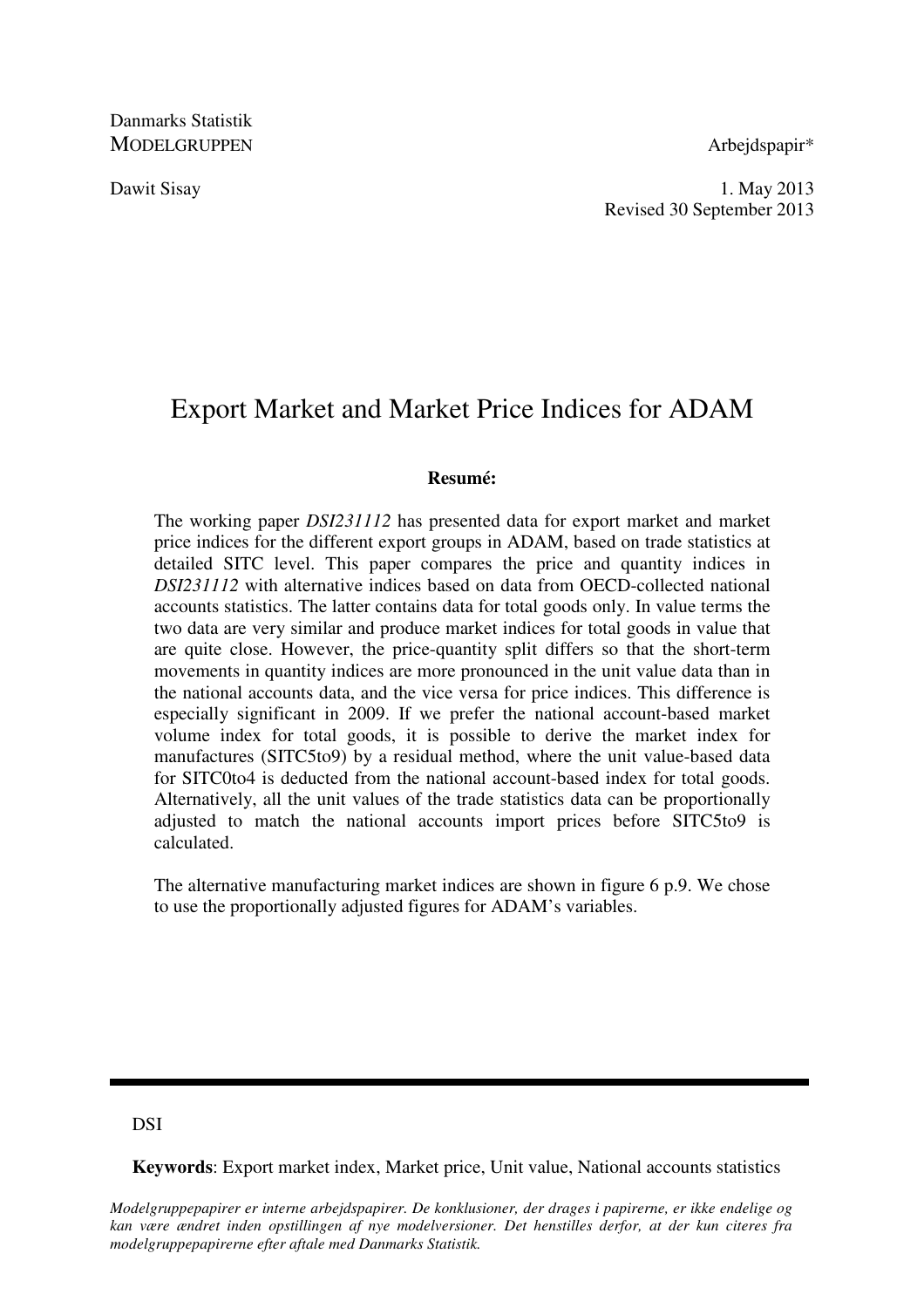Danmarks Statistik
MODELGRUPPEN

Arbejdspapir*

Dawit Sisay

1. May 2013
Revised 30 September 2013

# Export Market and Market Price Indices for ADAM

**Resumé:**

The working paper *DSI231112* has presented data for export market and market price indices for the different export groups in ADAM, based on trade statistics at detailed SITC level. This paper compares the price and quantity indices in *DSI231112* with alternative indices based on data from OECD-collected national accounts statistics. The latter contains data for total goods only. In value terms the two data are very similar and produce market indices for total goods in value that are quite close. However, the price-quantity split differs so that the short-term movements in quantity indices are more pronounced in the unit value data than in the national accounts data, and the vice versa for price indices. This difference is especially significant in 2009. If we prefer the national account-based market volume index for total goods, it is possible to derive the market index for manufactures (SITC5to9) by a residual method, where the unit value-based data for SITC0to4 is deducted from the national account-based index for total goods. Alternatively, all the unit values of the trade statistics data can be proportionally adjusted to match the national accounts import prices before SITC5to9 is calculated.

The alternative manufacturing market indices are shown in figure 6 p.9. We chose to use the proportionally adjusted figures for ADAM's variables.

---

DSI

**Keywords**: Export market index, Market price, Unit value, National accounts statistics

*Modelgruppepapirer er interne arbejdspapirer. De konklusioner, der drages i papirerne, er ikke endelige og kan være ændret inden opstillingen af nye modelversioner. Det henstilles derfor, at der kun citeres fra modelgruppepapirerne efter aftale med Danmarks Statistik.*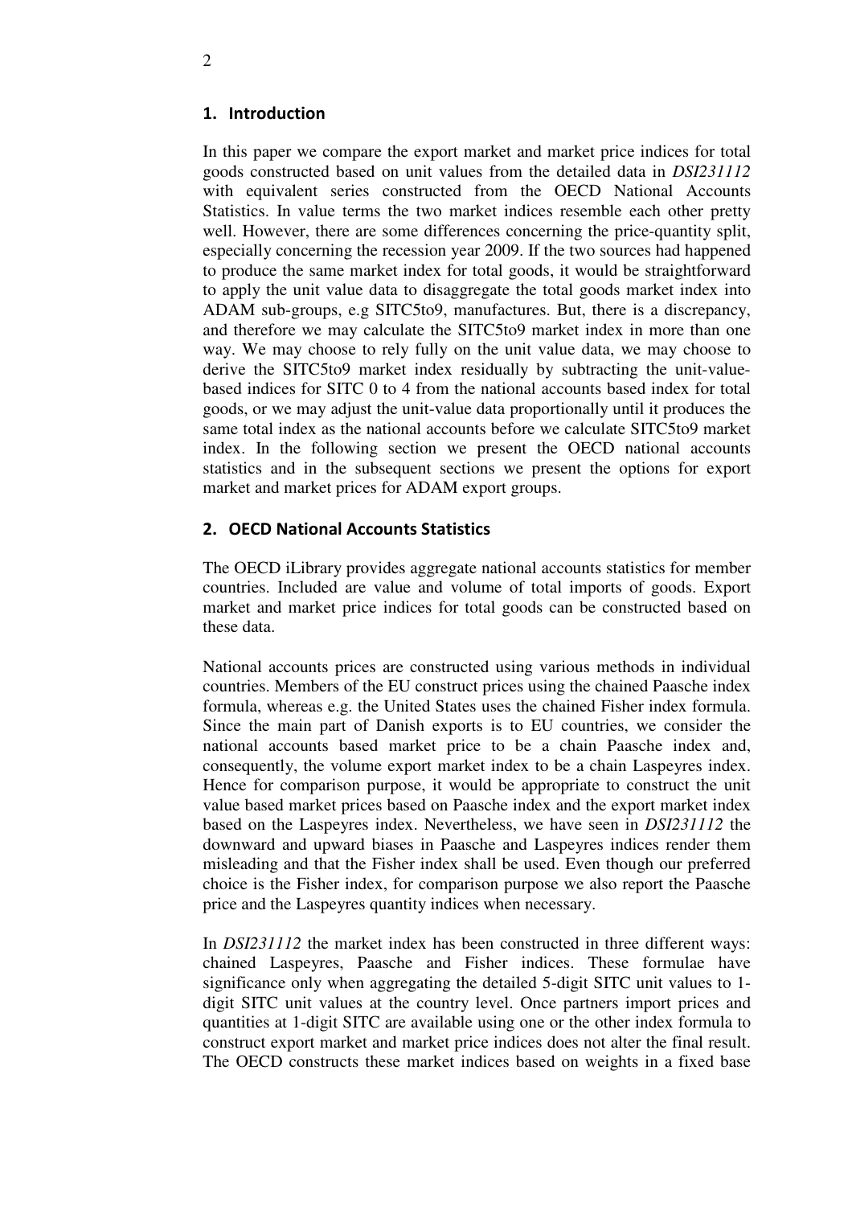## 1. Introduction

In this paper we compare the export market and market price indices for total goods constructed based on unit values from the detailed data in *DSI231112* with equivalent series constructed from the OECD National Accounts Statistics. In value terms the two market indices resemble each other pretty well. However, there are some differences concerning the price-quantity split, especially concerning the recession year 2009. If the two sources had happened to produce the same market index for total goods, it would be straightforward to apply the unit value data to disaggregate the total goods market index into ADAM sub-groups, e.g SITC5to9, manufactures. But, there is a discrepancy, and therefore we may calculate the SITC5to9 market index in more than one way. We may choose to rely fully on the unit value data, we may choose to derive the SITC5to9 market index residually by subtracting the unit-value-based indices for SITC 0 to 4 from the national accounts based index for total goods, or we may adjust the unit-value data proportionally until it produces the same total index as the national accounts before we calculate SITC5to9 market index. In the following section we present the OECD national accounts statistics and in the subsequent sections we present the options for export market and market prices for ADAM export groups.

## 2. OECD National Accounts Statistics

The OECD iLibrary provides aggregate national accounts statistics for member countries. Included are value and volume of total imports of goods. Export market and market price indices for total goods can be constructed based on these data.

National accounts prices are constructed using various methods in individual countries. Members of the EU construct prices using the chained Paasche index formula, whereas e.g. the United States uses the chained Fisher index formula. Since the main part of Danish exports is to EU countries, we consider the national accounts based market price to be a chain Paasche index and, consequently, the volume export market index to be a chain Laspeyres index. Hence for comparison purpose, it would be appropriate to construct the unit value based market prices based on Paasche index and the export market index based on the Laspeyres index. Nevertheless, we have seen in *DSI231112* the downward and upward biases in Paasche and Laspeyres indices render them misleading and that the Fisher index shall be used. Even though our preferred choice is the Fisher index, for comparison purpose we also report the Paasche price and the Laspeyres quantity indices when necessary.

In *DSI231112* the market index has been constructed in three different ways: chained Laspeyres, Paasche and Fisher indices. These formulae have significance only when aggregating the detailed 5-digit SITC unit values to 1-digit SITC unit values at the country level. Once partners import prices and quantities at 1-digit SITC are available using one or the other index formula to construct export market and market price indices does not alter the final result. The OECD constructs these market indices based on weights in a fixed base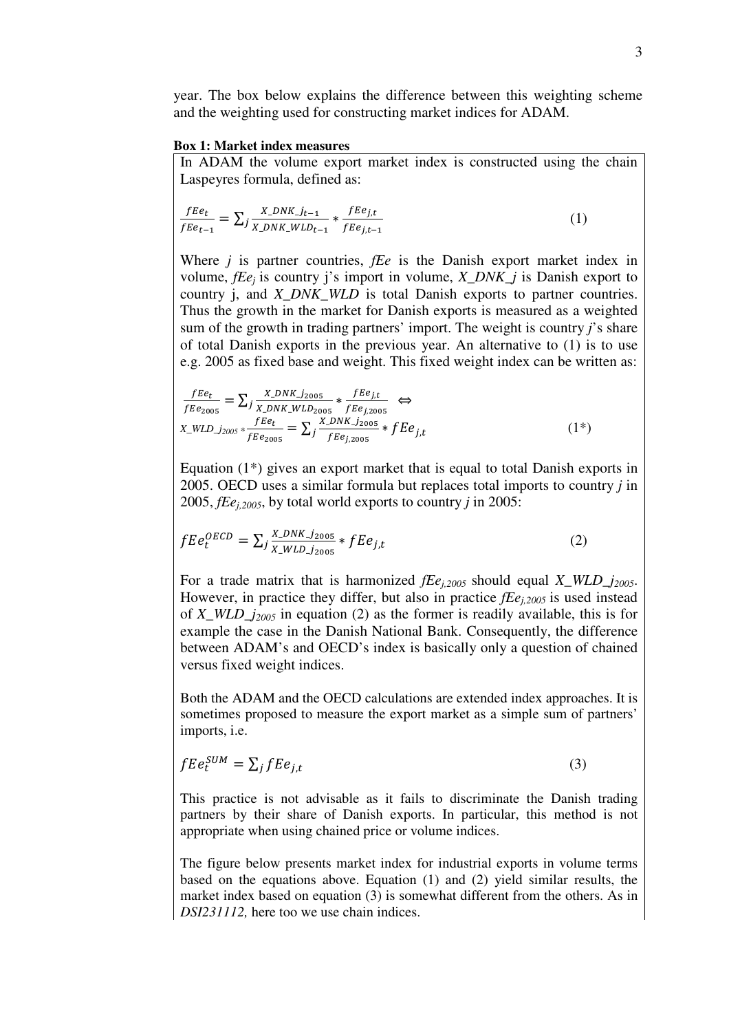year. The box below explains the difference between this weighting scheme and the weighting used for constructing market indices for ADAM.

**Box 1: Market index measures**

In ADAM the volume export market index is constructed using the chain Laspeyres formula, defined as:

$$\frac{fEe_t}{fEe_{t-1}} = \sum_j \frac{X\_DNK\_j_{t-1}}{X\_DNK\_WLD_{t-1}} * \frac{fEe_{j,t}}{fEe_{j,t-1}} \tag{1}$$

Where *j* is partner countries, *fEe* is the Danish export market index in volume, $fEe_j$ is country j's import in volume, *X_DNK_j* is Danish export to country j, and *X_DNK_WLD* is total Danish exports to partner countries. Thus the growth in the market for Danish exports is measured as a weighted sum of the growth in trading partners' import. The weight is country *j*'s share of total Danish exports in the previous year. An alternative to (1) is to use e.g. 2005 as fixed base and weight. This fixed weight index can be written as:

$$\frac{fEe_t}{fEe_{2005}} = \sum_j \frac{X\_DNK\_j_{2005}}{X\_DNK\_WLD_{2005}} * \frac{fEe_{j,t}}{fEe_{j,2005}} \iff$$
$$X\_WLD\_j_{2005} * \frac{fEe_t}{fEe_{2005}} = \sum_j \frac{X\_DNK\_j_{2005}}{fEe_{j,2005}} * fEe_{j,t} \tag{1*}$$

Equation (1*) gives an export market that is equal to total Danish exports in 2005. OECD uses a similar formula but replaces total imports to country *j* in 2005, $fEe_{j,2005}$, by total world exports to country *j* in 2005:

$$fEe_t^{OECD} = \sum_j \frac{X\_DNK\_j_{2005}}{X\_WLD\_j_{2005}} * fEe_{j,t} \tag{2}$$

For a trade matrix that is harmonized $fEe_{j,2005}$ should equal $X\_WLD\_j_{2005}$. However, in practice they differ, but also in practice $fEe_{j,2005}$ is used instead of $X\_WLD\_j_{2005}$ in equation (2) as the former is readily available, this is for example the case in the Danish National Bank. Consequently, the difference between ADAM's and OECD's index is basically only a question of chained versus fixed weight indices.

Both the ADAM and the OECD calculations are extended index approaches. It is sometimes proposed to measure the export market as a simple sum of partners' imports, i.e.

$$fEe_t^{SUM} = \sum_j fEe_{j,t} \tag{3}$$

This practice is not advisable as it fails to discriminate the Danish trading partners by their share of Danish exports. In particular, this method is not appropriate when using chained price or volume indices.

The figure below presents market index for industrial exports in volume terms based on the equations above. Equation (1) and (2) yield similar results, the market index based on equation (3) is somewhat different from the others. As in *DSI231112,* here too we use chain indices.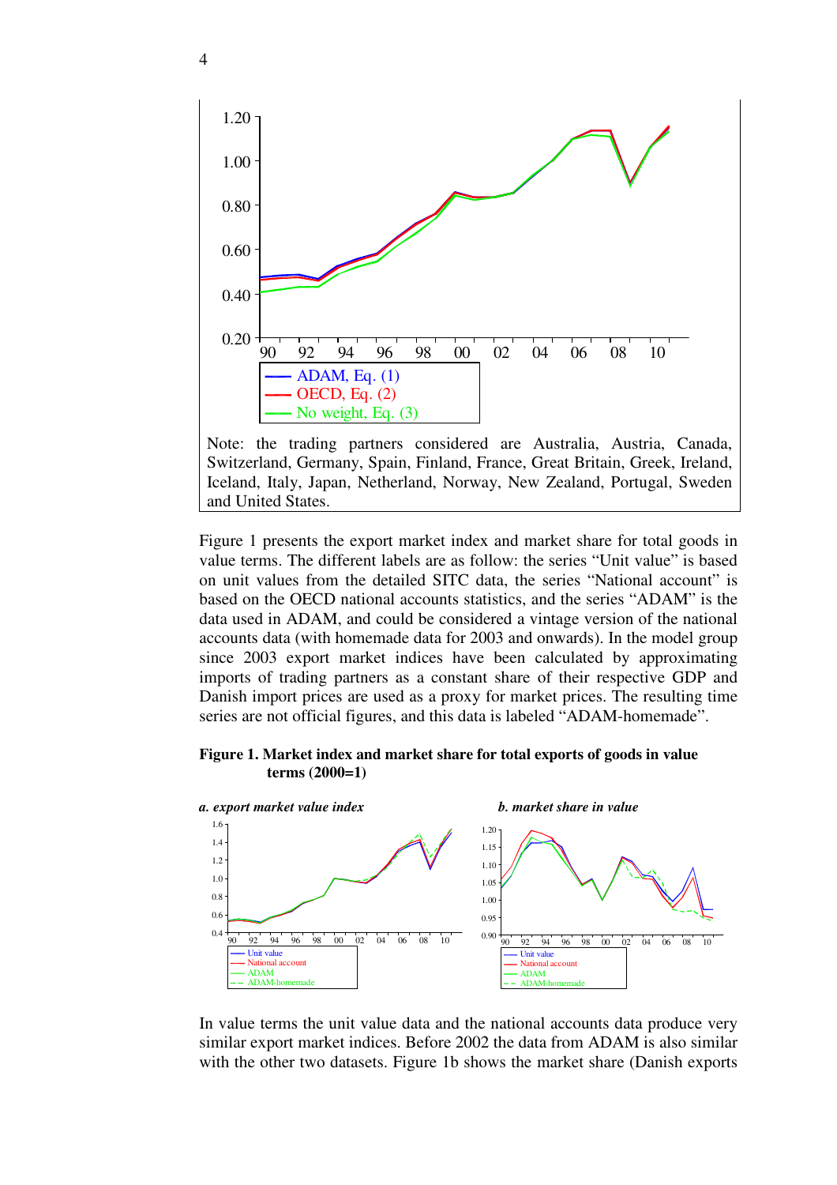Note: the trading partners considered are Australia, Austria, Canada, Switzerland, Germany, Spain, Finland, France, Great Britain, Greek, Ireland, Iceland, Italy, Japan, Netherland, Norway, New Zealand, Portugal, Sweden and United States.

Figure 1 presents the export market index and market share for total goods in value terms. The different labels are as follow: the series "Unit value" is based on unit values from the detailed SITC data, the series "National account" is based on the OECD national accounts statistics, and the series "ADAM" is the data used in ADAM, and could be considered a vintage version of the national accounts data (with homemade data for 2003 and onwards). In the model group since 2003 export market indices have been calculated by approximating imports of trading partners as a constant share of their respective GDP and Danish import prices are used as a proxy for market prices. The resulting time series are not official figures, and this data is labeled "ADAM-homemade".

**Figure 1. Market index and market share for total exports of goods in value terms (2000=1)**

*a. export market value index* *b. market share in value*

In value terms the unit value data and the national accounts data produce very similar export market indices. Before 2002 the data from ADAM is also similar with the other two datasets. Figure 1b shows the market share (Danish exports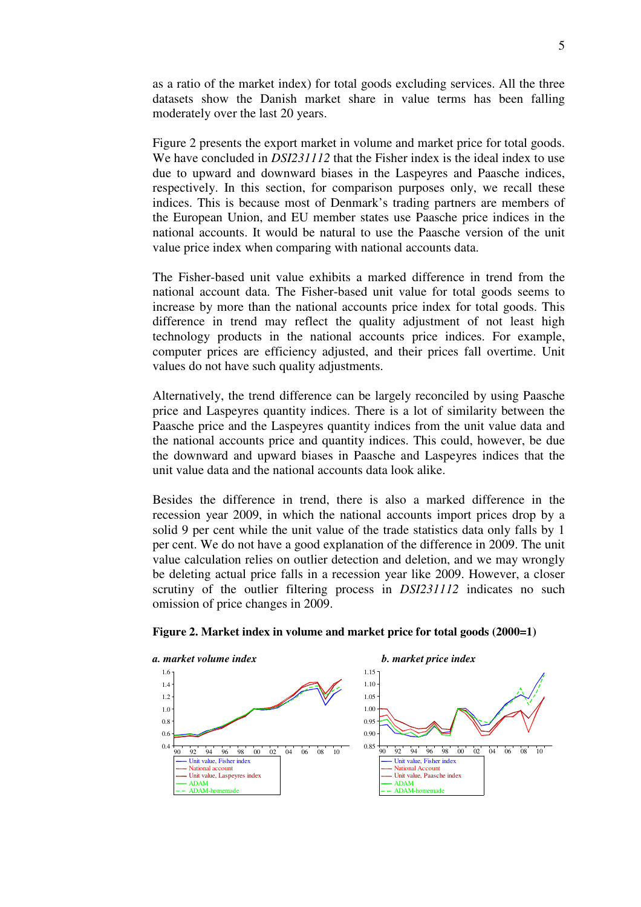as a ratio of the market index) for total goods excluding services. All the three datasets show the Danish market share in value terms has been falling moderately over the last 20 years.

Figure 2 presents the export market in volume and market price for total goods. We have concluded in *DSI231112* that the Fisher index is the ideal index to use due to upward and downward biases in the Laspeyres and Paasche indices, respectively. In this section, for comparison purposes only, we recall these indices. This is because most of Denmark's trading partners are members of the European Union, and EU member states use Paasche price indices in the national accounts. It would be natural to use the Paasche version of the unit value price index when comparing with national accounts data.

The Fisher-based unit value exhibits a marked difference in trend from the national account data. The Fisher-based unit value for total goods seems to increase by more than the national accounts price index for total goods. This difference in trend may reflect the quality adjustment of not least high technology products in the national accounts price indices. For example, computer prices are efficiency adjusted, and their prices fall overtime. Unit values do not have such quality adjustments.

Alternatively, the trend difference can be largely reconciled by using Paasche price and Laspeyres quantity indices. There is a lot of similarity between the Paasche price and the Laspeyres quantity indices from the unit value data and the national accounts price and quantity indices. This could, however, be due the downward and upward biases in Paasche and Laspeyres indices that the unit value data and the national accounts data look alike.

Besides the difference in trend, there is also a marked difference in the recession year 2009, in which the national accounts import prices drop by a solid 9 per cent while the unit value of the trade statistics data only falls by 1 per cent. We do not have a good explanation of the difference in 2009. The unit value calculation relies on outlier detection and deletion, and we may wrongly be deleting actual price falls in a recession year like 2009. However, a closer scrutiny of the outlier filtering process in *DSI231112* indicates no such omission of price changes in 2009.

**Figure 2. Market index in volume and market price for total goods (2000=1)**

***a. market volume index***

***b. market price index***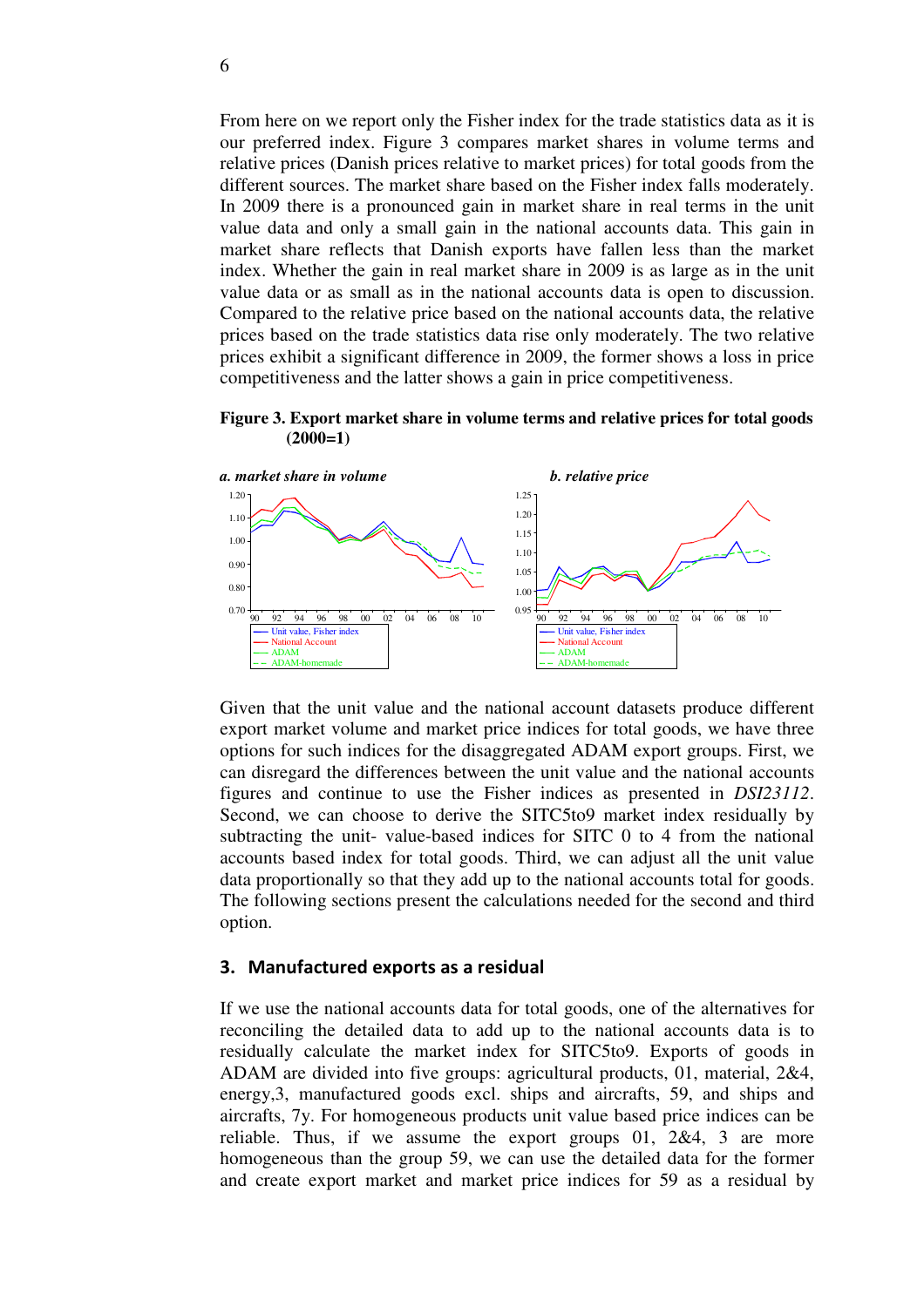From here on we report only the Fisher index for the trade statistics data as it is our preferred index. Figure 3 compares market shares in volume terms and relative prices (Danish prices relative to market prices) for total goods from the different sources. The market share based on the Fisher index falls moderately. In 2009 there is a pronounced gain in market share in real terms in the unit value data and only a small gain in the national accounts data. This gain in market share reflects that Danish exports have fallen less than the market index. Whether the gain in real market share in 2009 is as large as in the unit value data or as small as in the national accounts data is open to discussion. Compared to the relative price based on the national accounts data, the relative prices based on the trade statistics data rise only moderately. The two relative prices exhibit a significant difference in 2009, the former shows a loss in price competitiveness and the latter shows a gain in price competitiveness.

**Figure 3. Export market share in volume terms and relative prices for total goods (2000=1)**

***a. market share in volume*** ***b. relative price***

Given that the unit value and the national account datasets produce different export market volume and market price indices for total goods, we have three options for such indices for the disaggregated ADAM export groups. First, we can disregard the differences between the unit value and the national accounts figures and continue to use the Fisher indices as presented in *DSI23112*. Second, we can choose to derive the SITC5to9 market index residually by subtracting the unit- value-based indices for SITC 0 to 4 from the national accounts based index for total goods. Third, we can adjust all the unit value data proportionally so that they add up to the national accounts total for goods. The following sections present the calculations needed for the second and third option.

## 3. Manufactured exports as a residual

If we use the national accounts data for total goods, one of the alternatives for reconciling the detailed data to add up to the national accounts data is to residually calculate the market index for SITC5to9. Exports of goods in ADAM are divided into five groups: agricultural products, 01, material, 2&4, energy,3, manufactured goods excl. ships and aircrafts, 59, and ships and aircrafts, 7y. For homogeneous products unit value based price indices can be reliable. Thus, if we assume the export groups 01, 2&4, 3 are more homogeneous than the group 59, we can use the detailed data for the former and create export market and market price indices for 59 as a residual by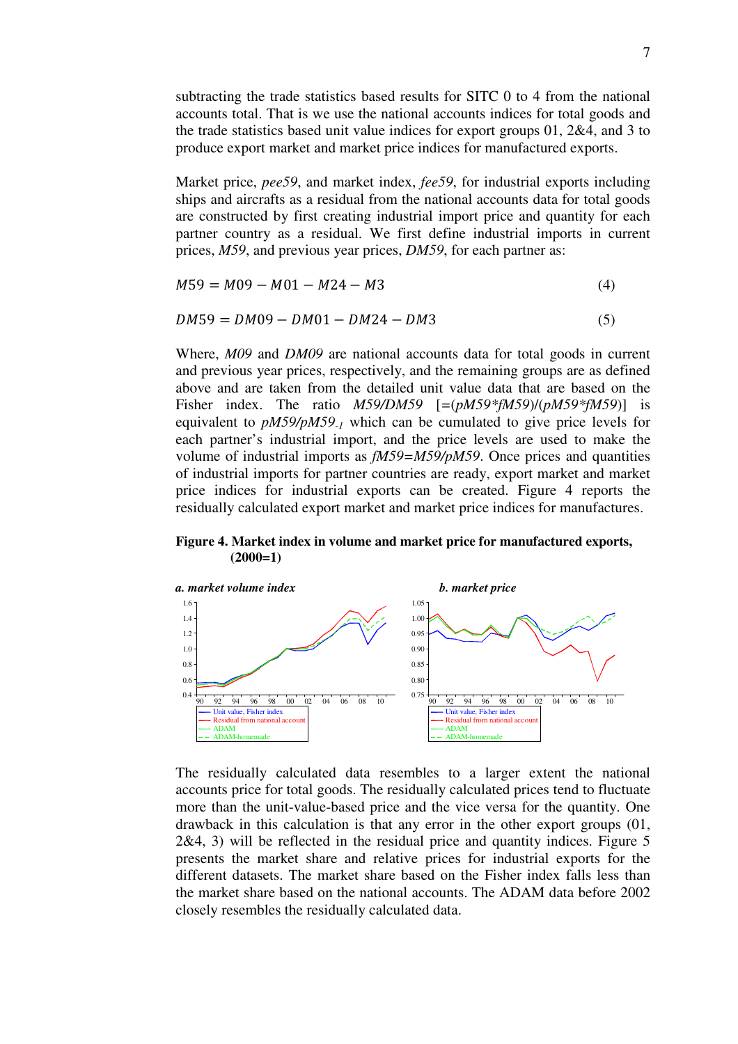subtracting the trade statistics based results for SITC 0 to 4 from the national accounts total. That is we use the national accounts indices for total goods and the trade statistics based unit value indices for export groups 01, 2&4, and 3 to produce export market and market price indices for manufactured exports.

Market price, *pee59*, and market index, *fee59*, for industrial exports including ships and aircrafts as a residual from the national accounts data for total goods are constructed by first creating industrial import price and quantity for each partner country as a residual. We first define industrial imports in current prices, *M59*, and previous year prices, *DM59*, for each partner as:

$$M59 = M09 - M01 - M24 - M3 \tag{4}$$

$$DM59 = DM09 - DM01 - DM24 - DM3 \tag{5}$$

Where, *M09* and *DM09* are national accounts data for total goods in current and previous year prices, respectively, and the remaining groups are as defined above and are taken from the detailed unit value data that are based on the Fisher index. The ratio $M59/DM59$ $[=(pM59 * fM59)/(pM59_{-1} * fM59)]$ is equivalent to $pM59/pM59_{-1}$ which can be cumulated to give price levels for each partner's industrial import, and the price levels are used to make the volume of industrial imports as $fM59=M59/pM59$. Once prices and quantities of industrial imports for partner countries are ready, export market and market price indices for industrial exports can be created. Figure 4 reports the residually calculated export market and market price indices for manufactures.

**Figure 4. Market index in volume and market price for manufactured exports, (2000=1)**

The residually calculated data resembles to a larger extent the national accounts price for total goods. The residually calculated prices tend to fluctuate more than the unit-value-based price and the vice versa for the quantity. One drawback in this calculation is that any error in the other export groups (01, 2&4, 3) will be reflected in the residual price and quantity indices. Figure 5 presents the market share and relative prices for industrial exports for the different datasets. The market share based on the Fisher index falls less than the market share based on the national accounts. The ADAM data before 2002 closely resembles the residually calculated data.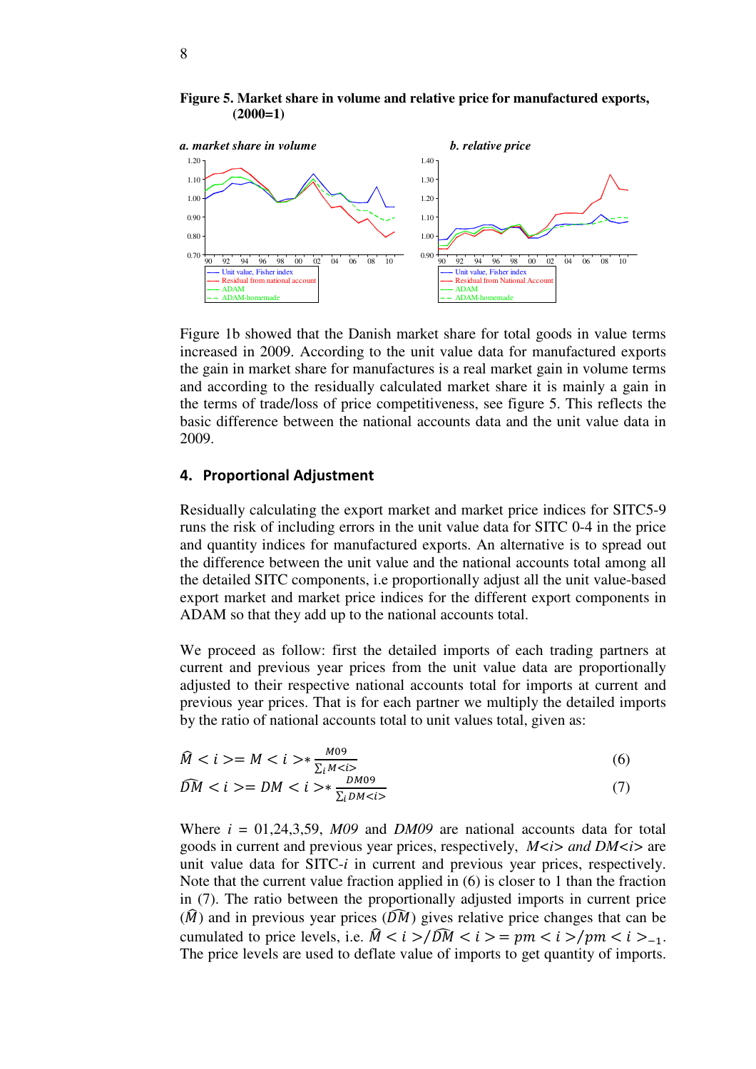**Figure 5. Market share in volume and relative price for manufactured exports, (2000=1)**

Figure 1b showed that the Danish market share for total goods in value terms increased in 2009. According to the unit value data for manufactured exports the gain in market share for manufactures is a real market gain in volume terms and according to the residually calculated market share it is mainly a gain in the terms of trade/loss of price competitiveness, see figure 5. This reflects the basic difference between the national accounts data and the unit value data in 2009.

## 4. Proportional Adjustment

Residually calculating the export market and market price indices for SITC5-9 runs the risk of including errors in the unit value data for SITC 0-4 in the price and quantity indices for manufactured exports. An alternative is to spread out the difference between the unit value and the national accounts total among all the detailed SITC components, i.e proportionally adjust all the unit value-based export market and market price indices for the different export components in ADAM so that they add up to the national accounts total.

We proceed as follow: first the detailed imports of each trading partners at current and previous year prices from the unit value data are proportionally adjusted to their respective national accounts total for imports at current and previous year prices. That is for each partner we multiply the detailed imports by the ratio of national accounts total to unit values total, given as:

$$\widehat{M} < i > = M < i > * \frac{M09}{\sum_i M{<}i{>}} \tag{6}$$

$$\widehat{DM} < i > = DM < i > * \frac{DM09}{\sum_i DM{<}i{>}} \tag{7}$$

Where $i$ = 01,24,3,59, *M09* and *DM09* are national accounts data for total goods in current and previous year prices, respectively, *M<i> and DM<i>* are unit value data for SITC-*i* in current and previous year prices, respectively. Note that the current value fraction applied in (6) is closer to 1 than the fraction in (7). The ratio between the proportionally adjusted imports in current price ($\widehat{M}$) and in previous year prices ($\widehat{DM}$) gives relative price changes that can be cumulated to price levels, i.e. $\widehat{M} < i > / \widehat{DM} < i > = pm < i > / pm < i >_{-1}$. The price levels are used to deflate value of imports to get quantity of imports.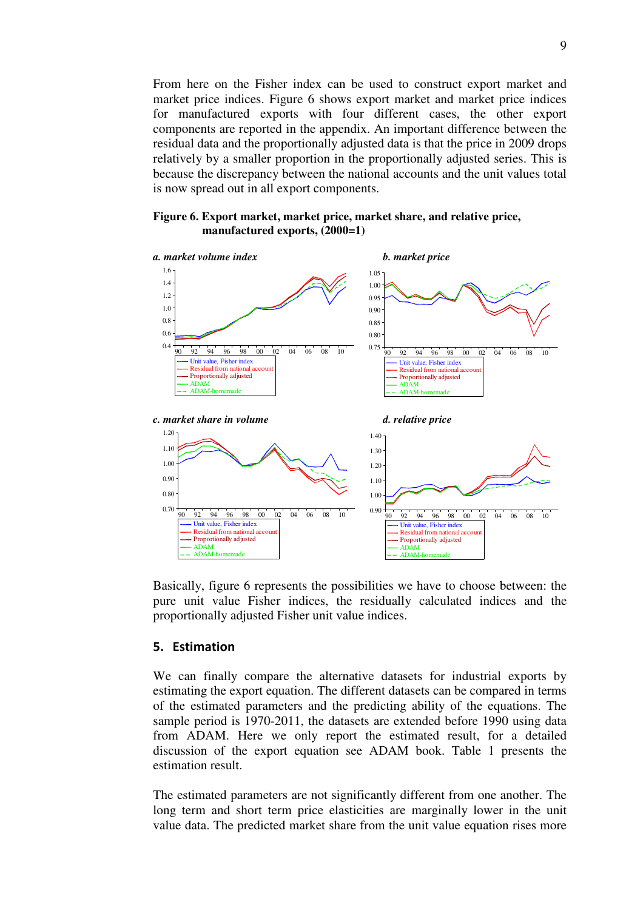From here on the Fisher index can be used to construct export market and market price indices. Figure 6 shows export market and market price indices for manufactured exports with four different cases, the other export components are reported in the appendix. An important difference between the residual data and the proportionally adjusted data is that the price in 2009 drops relatively by a smaller proportion in the proportionally adjusted series. This is because the discrepancy between the national accounts and the unit values total is now spread out in all export components.

**Figure 6. Export market, market price, market share, and relative price, manufactured exports, (2000=1)**

*a. market volume index*

*b. market price*

*c. market share in volume*

*d. relative price*

Basically, figure 6 represents the possibilities we have to choose between: the pure unit value Fisher indices, the residually calculated indices and the proportionally adjusted Fisher unit value indices.

## 5. Estimation

We can finally compare the alternative datasets for industrial exports by estimating the export equation. The different datasets can be compared in terms of the estimated parameters and the predicting ability of the equations. The sample period is 1970-2011, the datasets are extended before 1990 using data from ADAM. Here we only report the estimated result, for a detailed discussion of the export equation see ADAM book. Table 1 presents the estimation result.

The estimated parameters are not significantly different from one another. The long term and short term price elasticities are marginally lower in the unit value data. The predicted market share from the unit value equation rises more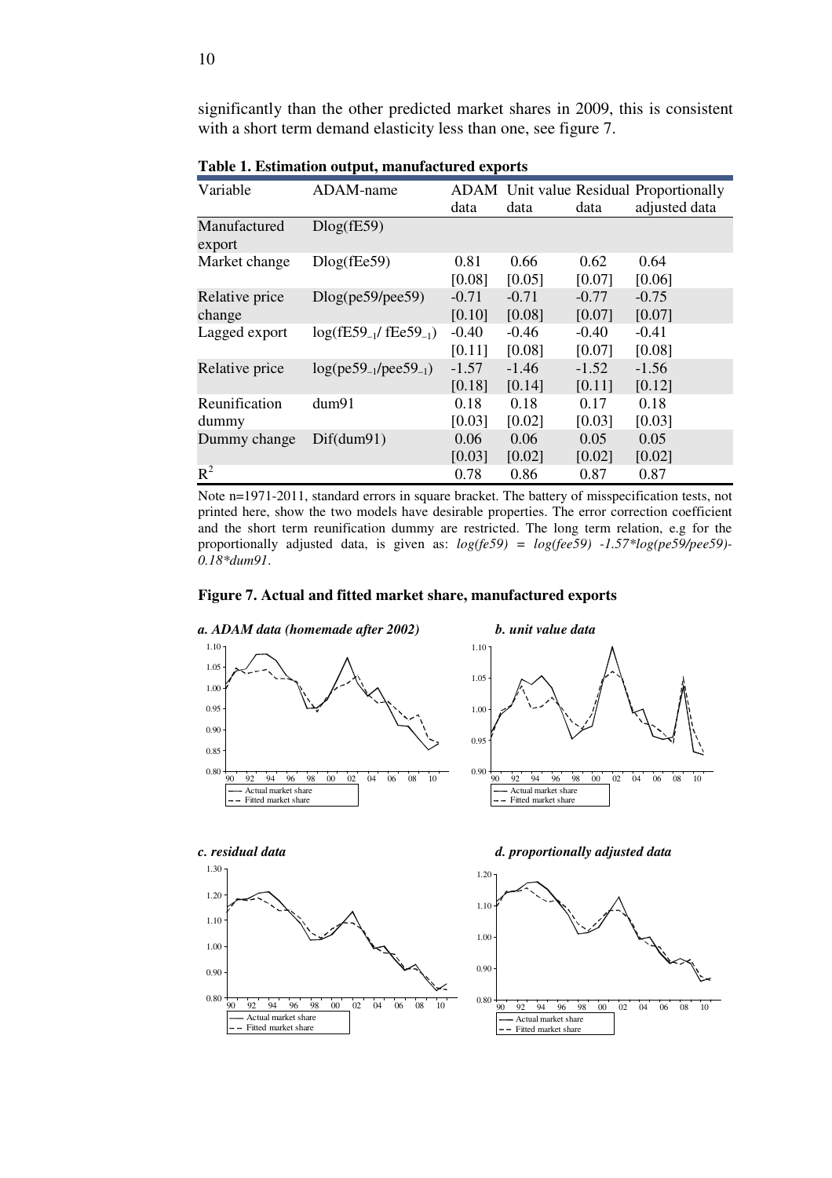significantly than the other predicted market shares in 2009, this is consistent with a short term demand elasticity less than one, see figure 7.

**Table 1. Estimation output, manufactured exports**

| Variable | ADAM-name | ADAM data | Unit value data | Residual data | Proportionally adjusted data |
|---|---|---|---|---|---|
| Manufactured export | Dlog(fE59) | | | | |
| Market change | Dlog(fEe59) | 0.81 [0.08] | 0.66 [0.05] | 0.62 [0.07] | 0.64 [0.06] |
| Relative price change | Dlog(pe59/pee59) | -0.71 [0.10] | -0.71 [0.08] | -0.77 [0.07] | -0.75 [0.07] |
| Lagged export | $\log(fE59_{-1}/ fEe59_{-1})$ | -0.40 [0.11] | -0.46 [0.08] | -0.40 [0.07] | -0.41 [0.08] |
| Relative price | $\log(pe59_{-1}/pee59_{-1})$ | -1.57 [0.18] | -1.46 [0.14] | -1.52 [0.11] | -1.56 [0.12] |
| Reunification dummy | dum91 | 0.18 [0.03] | 0.18 [0.02] | 0.17 [0.03] | 0.18 [0.03] |
| Dummy change | Dif(dum91) | 0.06 [0.03] | 0.06 [0.02] | 0.05 [0.02] | 0.05 [0.02] |
| $R^2$ | | 0.78 | 0.86 | 0.87 | 0.87 |

Note n=1971-2011, standard errors in square bracket. The battery of misspecification tests, not printed here, show the two models have desirable properties. The error correction coefficient and the short term reunification dummy are restricted. The long term relation, e.g for the proportionally adjusted data, is given as: *log(fe59) = log(fee59) -1.57\*log(pe59/pee59)-0.18\*dum91*.

**Figure 7. Actual and fitted market share, manufactured exports**

*a. ADAM data (homemade after 2002)*

*b. unit value data*

*c. residual data*

*d. proportionally adjusted data*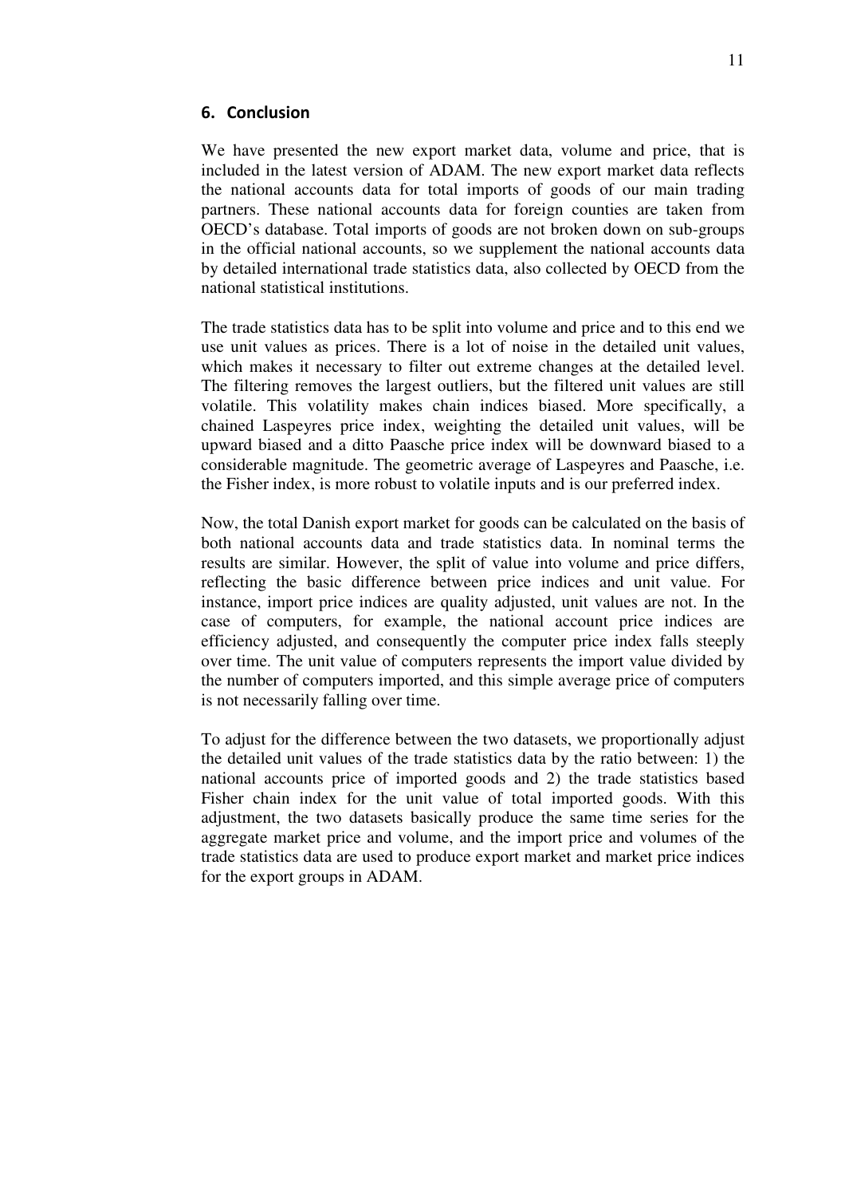## 6. Conclusion

We have presented the new export market data, volume and price, that is included in the latest version of ADAM. The new export market data reflects the national accounts data for total imports of goods of our main trading partners. These national accounts data for foreign counties are taken from OECD's database. Total imports of goods are not broken down on sub-groups in the official national accounts, so we supplement the national accounts data by detailed international trade statistics data, also collected by OECD from the national statistical institutions.

The trade statistics data has to be split into volume and price and to this end we use unit values as prices. There is a lot of noise in the detailed unit values, which makes it necessary to filter out extreme changes at the detailed level. The filtering removes the largest outliers, but the filtered unit values are still volatile. This volatility makes chain indices biased. More specifically, a chained Laspeyres price index, weighting the detailed unit values, will be upward biased and a ditto Paasche price index will be downward biased to a considerable magnitude. The geometric average of Laspeyres and Paasche, i.e. the Fisher index, is more robust to volatile inputs and is our preferred index.

Now, the total Danish export market for goods can be calculated on the basis of both national accounts data and trade statistics data. In nominal terms the results are similar. However, the split of value into volume and price differs, reflecting the basic difference between price indices and unit value. For instance, import price indices are quality adjusted, unit values are not. In the case of computers, for example, the national account price indices are efficiency adjusted, and consequently the computer price index falls steeply over time. The unit value of computers represents the import value divided by the number of computers imported, and this simple average price of computers is not necessarily falling over time.

To adjust for the difference between the two datasets, we proportionally adjust the detailed unit values of the trade statistics data by the ratio between: 1) the national accounts price of imported goods and 2) the trade statistics based Fisher chain index for the unit value of total imported goods. With this adjustment, the two datasets basically produce the same time series for the aggregate market price and volume, and the import price and volumes of the trade statistics data are used to produce export market and market price indices for the export groups in ADAM.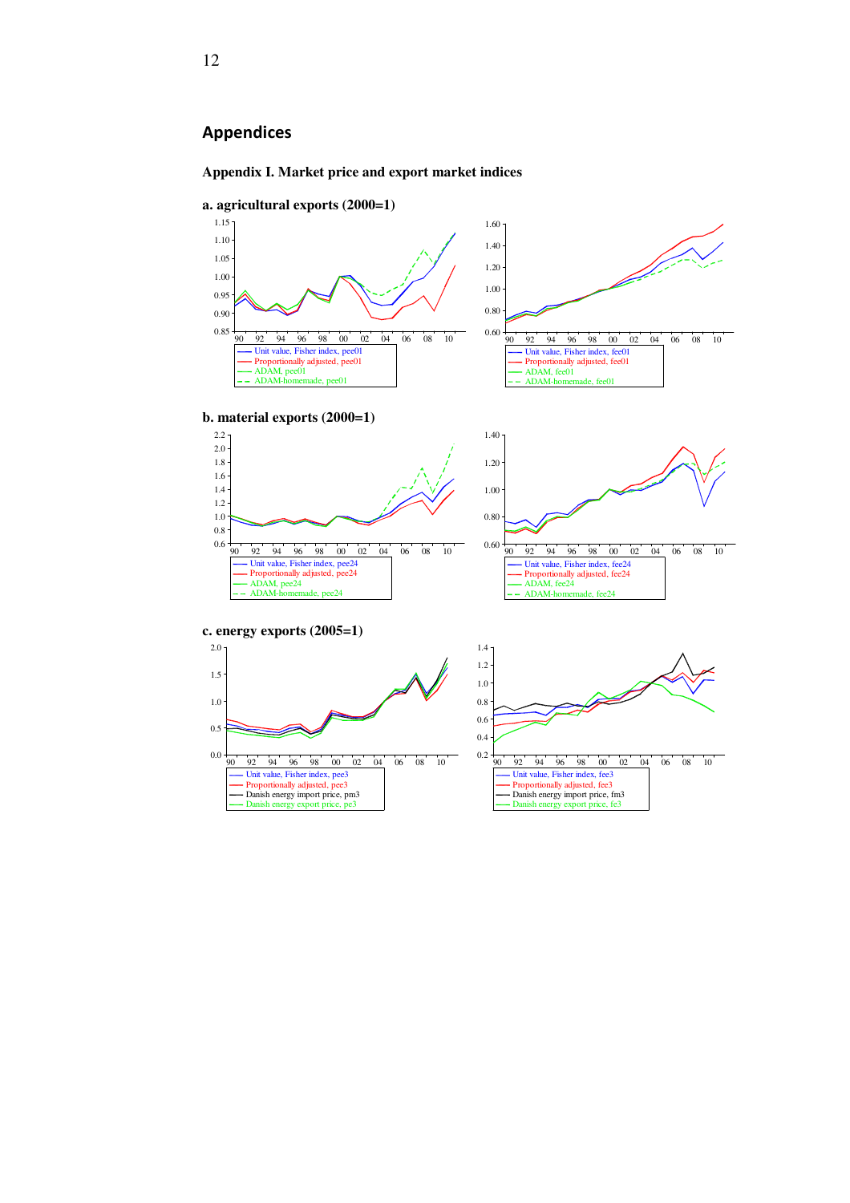## Appendices

### Appendix I. Market price and export market indices

#### a. agricultural exports (2000=1)

1.15
1.10
1.05
1.00
0.95
0.90
0.85
90 92 94 96 98 00 02 04 06 08 10

Unit value, Fisher index, pee01
Proportionally adjusted, pee01
ADAM, pee01
ADAM-homemade, pee01

1.60
1.40
1.20
1.00
0.80
0.60
90 92 94 96 98 00 02 04 06 08 10

Unit value, Fisher index, fee01
Proportionally adjusted, fee01
ADAM, fee01
ADAM-homemade, fee01

#### b. material exports (2000=1)

2.2
2.0
1.8
1.6
1.4
1.2
1.0
0.8
0.6
90 92 94 96 98 00 02 04 06 08 10

Unit value, Fisher index, pee24
Proportionally adjusted, pee24
ADAM, pee24
ADAM-homemade, pee24

1.40
1.20
1.00
0.80
0.60
90 92 94 96 98 00 02 04 06 08 10

Unit value, Fisher index, fee24
Proportionally adjusted, fee24
ADAM, fee24
ADAM-homemade, fee24

#### c. energy exports (2005=1)

2.0
1.5
1.0
0.5
0.0
90 92 94 96 98 00 02 04 06 08 10

Unit value, Fisher index, pee3
Proportionally adjusted, pee3
Danish energy import price, pm3
Danish energy export price, pe3

1.4
1.2
1.0
0.8
0.6
0.4
0.2
90 92 94 96 98 00 02 04 06 08 10

Unit value, Fisher index, fee3
Proportionally adjusted, fee3
Danish energy import price, fm3
Danish energy export price, fe3